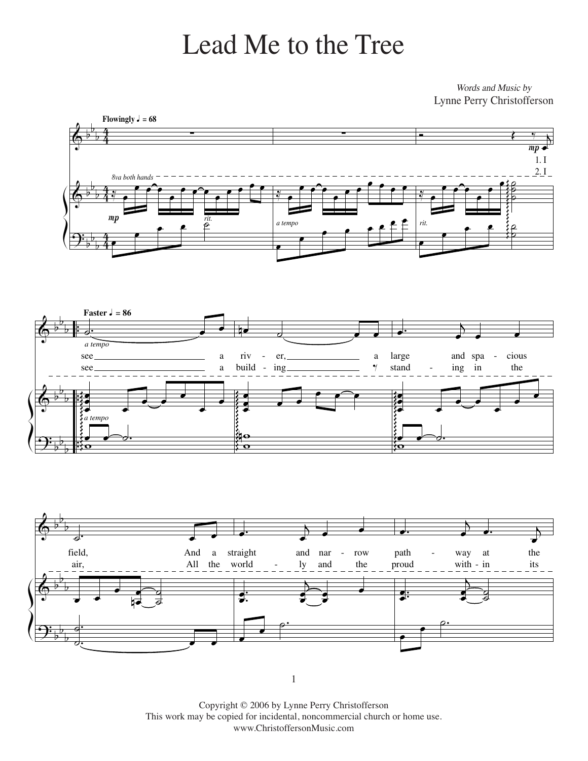# Lead Me to the Tree

*Words and Music by*
Lynne Perry Christofferson

Copyright © 2006 by Lynne Perry Christofferson
This work may be copied for incidental, noncommercial church or home use.
www.ChristoffersonMusic.com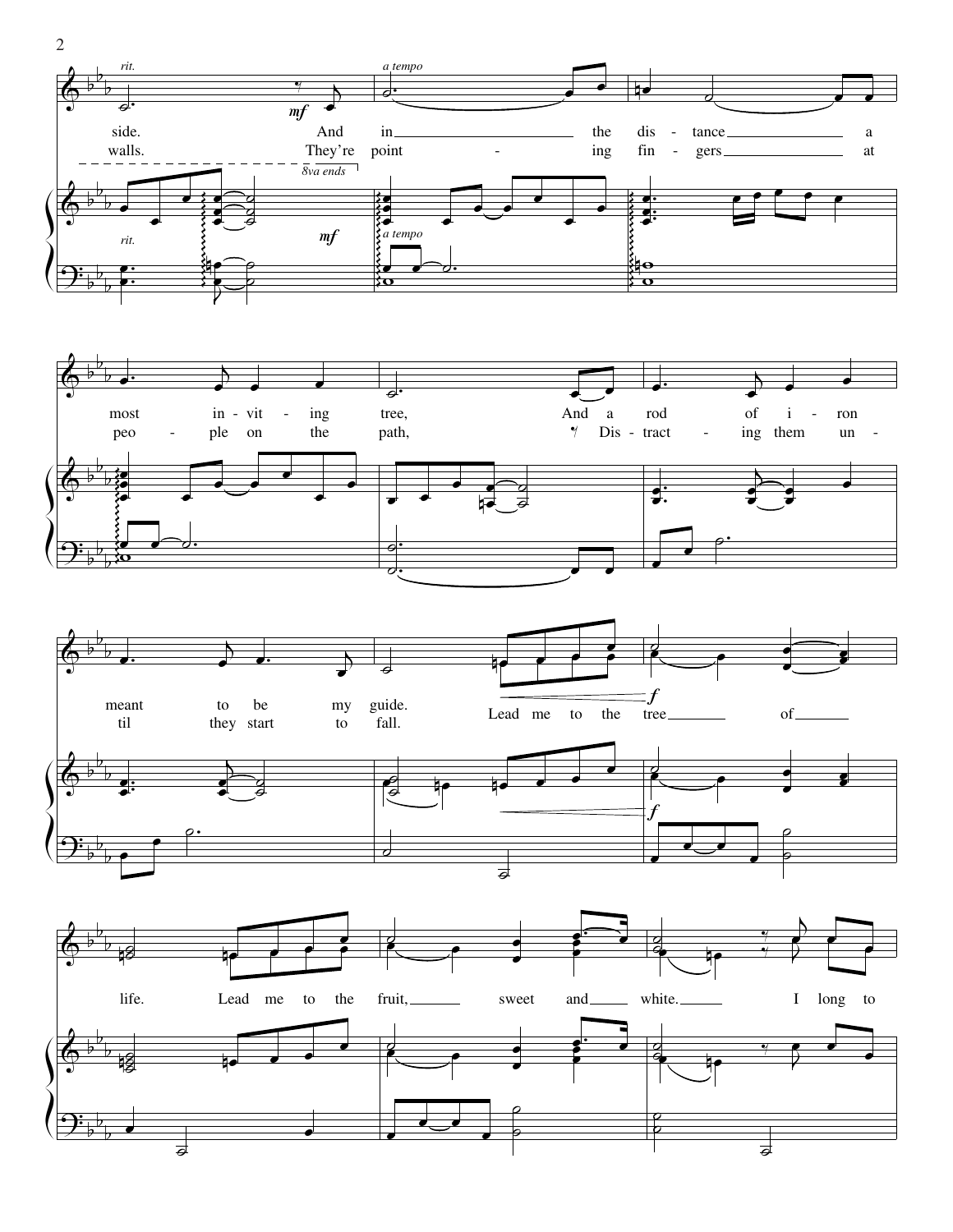*rit.* *a tempo*

side. And in the dis - tance a
walls. They're point - ing fin - gers at

most in - vit - ing tree, And a rod of i - ron
peo - ple on the path, Dis - tract - ing them un -

meant to be my guide. Lead me to the tree of
til they start to fall.

life. Lead me to the fruit, sweet and white. I long to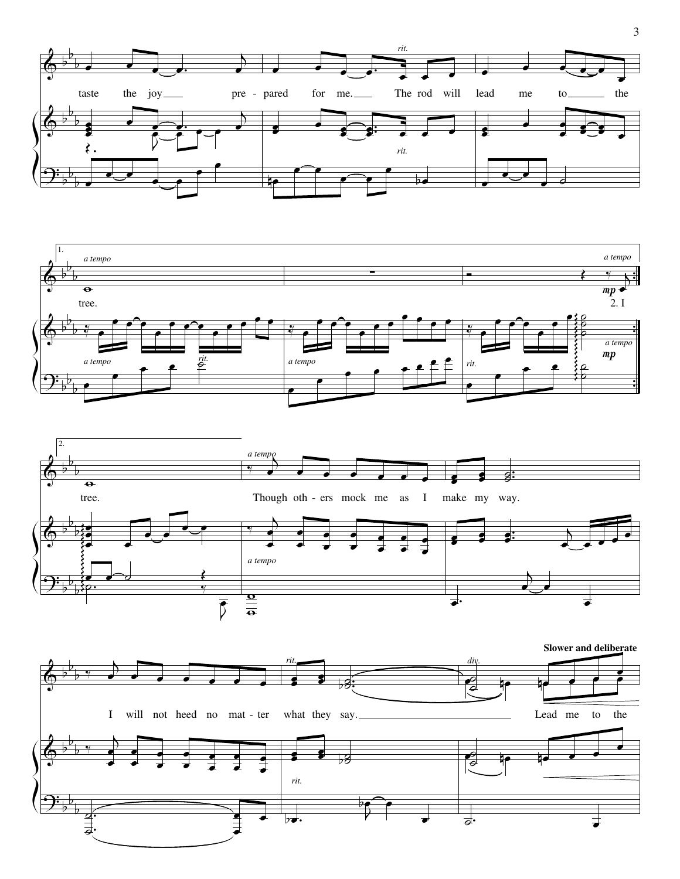taste the joy pre - pared for me. The rod will lead me to the

*rit.*

1. *a tempo*

tree.

2. I

*mp*

2.

tree.

*a tempo*

Though oth - ers mock me as I make my way.

I will not heed no mat - ter what they say.

*rit.*

*div.*

**Slower and deliberate**

Lead me to the